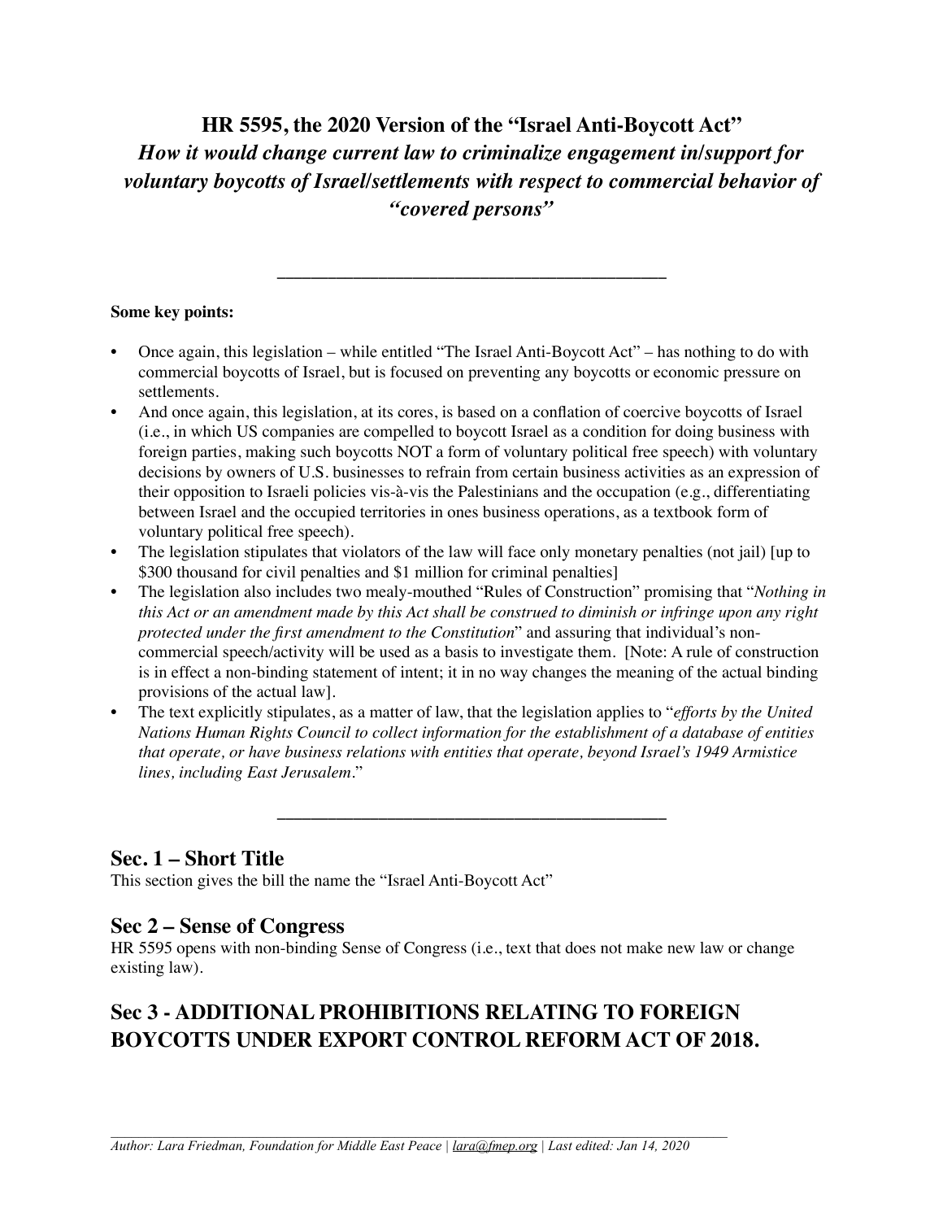# HR 5595, the 2020 Version of the "Israel Anti-Boycott Act"

***How it would change current law to criminalize engagement in/support for voluntary boycotts of Israel/settlements with respect to commercial behavior of "covered persons"***

---

**Some key points:**

- Once again, this legislation – while entitled "The Israel Anti-Boycott Act" – has nothing to do with commercial boycotts of Israel, but is focused on preventing any boycotts or economic pressure on settlements.
- And once again, this legislation, at its cores, is based on a conflation of coercive boycotts of Israel (i.e., in which US companies are compelled to boycott Israel as a condition for doing business with foreign parties, making such boycotts NOT a form of voluntary political free speech) with voluntary decisions by owners of U.S. businesses to refrain from certain business activities as an expression of their opposition to Israeli policies vis-à-vis the Palestinians and the occupation (e.g., differentiating between Israel and the occupied territories in ones business operations, as a textbook form of voluntary political free speech).
- The legislation stipulates that violators of the law will face only monetary penalties (not jail) [up to $300 thousand for civil penalties and $1 million for criminal penalties]
- The legislation also includes two mealy-mouthed "Rules of Construction" promising that "*Nothing in this Act or an amendment made by this Act shall be construed to diminish or infringe upon any right protected under the first amendment to the Constitution*" and assuring that individual's non-commercial speech/activity will be used as a basis to investigate them. [Note: A rule of construction is in effect a non-binding statement of intent; it in no way changes the meaning of the actual binding provisions of the actual law].
- The text explicitly stipulates, as a matter of law, that the legislation applies to "*efforts by the United Nations Human Rights Council to collect information for the establishment of a database of entities that operate, or have business relations with entities that operate, beyond Israel's 1949 Armistice lines, including East Jerusalem*."

---

## Sec. 1 – Short Title

This section gives the bill the name the "Israel Anti-Boycott Act"

## Sec 2 – Sense of Congress

HR 5595 opens with non-binding Sense of Congress (i.e., text that does not make new law or change existing law).

## Sec 3 - ADDITIONAL PROHIBITIONS RELATING TO FOREIGN BOYCOTTS UNDER EXPORT CONTROL REFORM ACT OF 2018.

*Author: Lara Friedman, Foundation for Middle East Peace | lara@fmep.org | Last edited: Jan 14, 2020*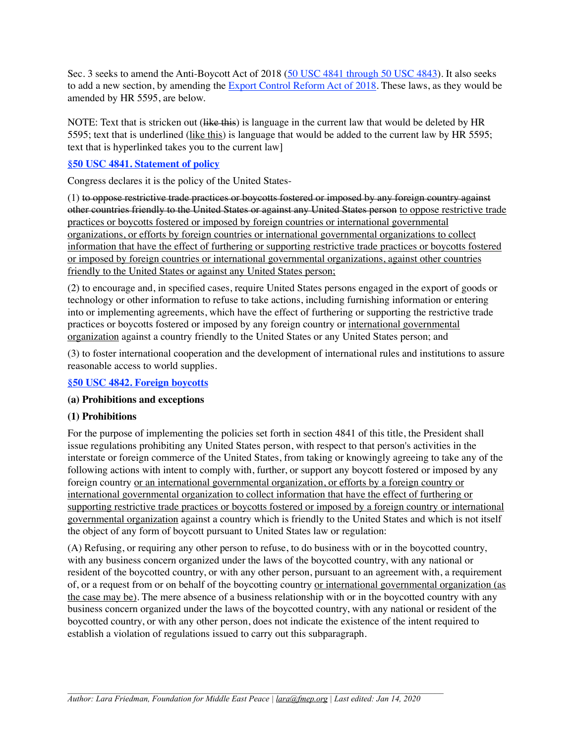Sec. 3 seeks to amend the Anti-Boycott Act of 2018 (50 USC 4841 through 50 USC 4843). It also seeks to add a new section, by amending the Export Control Reform Act of 2018. These laws, as they would be amended by HR 5595, are below.

NOTE: Text that is stricken out (~~like this~~) is language in the current law that would be deleted by HR 5595; text that is underlined (<u>like this</u>) is language that would be added to the current law by HR 5595; text that is hyperlinked takes you to the current law]

### §50 USC 4841. Statement of policy

Congress declares it is the policy of the United States-

(1) ~~to oppose restrictive trade practices or boycotts fostered or imposed by any foreign country against other countries friendly to the United States or against any United States person~~ <u>to oppose restrictive trade practices or boycotts fostered or imposed by foreign countries or international governmental organizations, or efforts by foreign countries or international governmental organizations to collect information that have the effect of furthering or supporting restrictive trade practices or boycotts fostered or imposed by foreign countries or international governmental organizations, against other countries friendly to the United States or against any United States person;</u>

(2) to encourage and, in specified cases, require United States persons engaged in the export of goods or technology or other information to refuse to take actions, including furnishing information or entering into or implementing agreements, which have the effect of furthering or supporting the restrictive trade practices or boycotts fostered or imposed by any foreign country or <u>international governmental organization</u> against a country friendly to the United States or any United States person; and

(3) to foster international cooperation and the development of international rules and institutions to assure reasonable access to world supplies.

### §50 USC 4842. Foreign boycotts

**(a) Prohibitions and exceptions**

**(1) Prohibitions**

For the purpose of implementing the policies set forth in section 4841 of this title, the President shall issue regulations prohibiting any United States person, with respect to that person's activities in the interstate or foreign commerce of the United States, from taking or knowingly agreeing to take any of the following actions with intent to comply with, further, or support any boycott fostered or imposed by any foreign country <u>or an international governmental organization, or efforts by a foreign country or international governmental organization to collect information that have the effect of furthering or supporting restrictive trade practices or boycotts fostered or imposed by a foreign country or international governmental organization</u> against a country which is friendly to the United States and which is not itself the object of any form of boycott pursuant to United States law or regulation:

(A) Refusing, or requiring any other person to refuse, to do business with or in the boycotted country, with any business concern organized under the laws of the boycotted country, with any national or resident of the boycotted country, or with any other person, pursuant to an agreement with, a requirement of, or a request from or on behalf of the boycotting country <u>or international governmental organization (as the case may be)</u>. The mere absence of a business relationship with or in the boycotted country with any business concern organized under the laws of the boycotted country, with any national or resident of the boycotted country, or with any other person, does not indicate the existence of the intent required to establish a violation of regulations issued to carry out this subparagraph.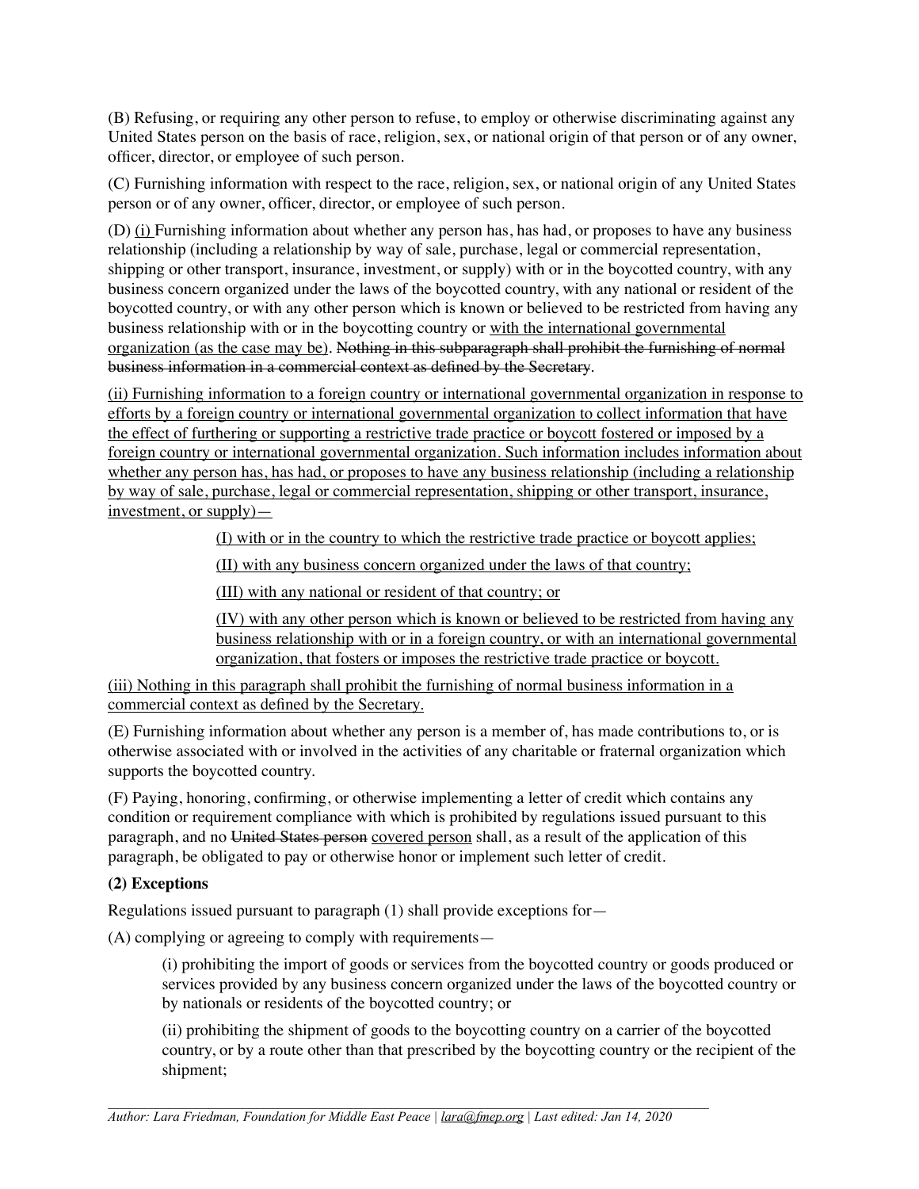(B) Refusing, or requiring any other person to refuse, to employ or otherwise discriminating against any United States person on the basis of race, religion, sex, or national origin of that person or of any owner, officer, director, or employee of such person.

(C) Furnishing information with respect to the race, religion, sex, or national origin of any United States person or of any owner, officer, director, or employee of such person.

(D) <u>(i)</u> Furnishing information about whether any person has, has had, or proposes to have any business relationship (including a relationship by way of sale, purchase, legal or commercial representation, shipping or other transport, insurance, investment, or supply) with or in the boycotted country, with any business concern organized under the laws of the boycotted country, with any national or resident of the boycotted country, or with any other person which is known or believed to be restricted from having any business relationship with or in the boycotting country or <u>with the international governmental organization (as the case may be)</u>. ~~Nothing in this subparagraph shall prohibit the furnishing of normal business information in a commercial context as defined by the Secretary~~.

<u>(ii) Furnishing information to a foreign country or international governmental organization in response to efforts by a foreign country or international governmental organization to collect information that have the effect of furthering or supporting a restrictive trade practice or boycott fostered or imposed by a foreign country or international governmental organization. Such information includes information about whether any person has, has had, or proposes to have any business relationship (including a relationship by way of sale, purchase, legal or commercial representation, shipping or other transport, insurance, investment, or supply)—</u>

> <u>(I) with or in the country to which the restrictive trade practice or boycott applies;</u>
>
> <u>(II) with any business concern organized under the laws of that country;</u>
>
> <u>(III) with any national or resident of that country; or</u>
>
> <u>(IV) with any other person which is known or believed to be restricted from having any business relationship with or in a foreign country, or with an international governmental organization, that fosters or imposes the restrictive trade practice or boycott.</u>

<u>(iii) Nothing in this paragraph shall prohibit the furnishing of normal business information in a commercial context as defined by the Secretary.</u>

(E) Furnishing information about whether any person is a member of, has made contributions to, or is otherwise associated with or involved in the activities of any charitable or fraternal organization which supports the boycotted country.

(F) Paying, honoring, confirming, or otherwise implementing a letter of credit which contains any condition or requirement compliance with which is prohibited by regulations issued pursuant to this paragraph, and no ~~United States person~~ <u>covered person</u> shall, as a result of the application of this paragraph, be obligated to pay or otherwise honor or implement such letter of credit.

**(2) Exceptions**

Regulations issued pursuant to paragraph (1) shall provide exceptions for—

(A) complying or agreeing to comply with requirements—

> (i) prohibiting the import of goods or services from the boycotted country or goods produced or services provided by any business concern organized under the laws of the boycotted country or by nationals or residents of the boycotted country; or
>
> (ii) prohibiting the shipment of goods to the boycotting country on a carrier of the boycotted country, or by a route other than that prescribed by the boycotting country or the recipient of the shipment;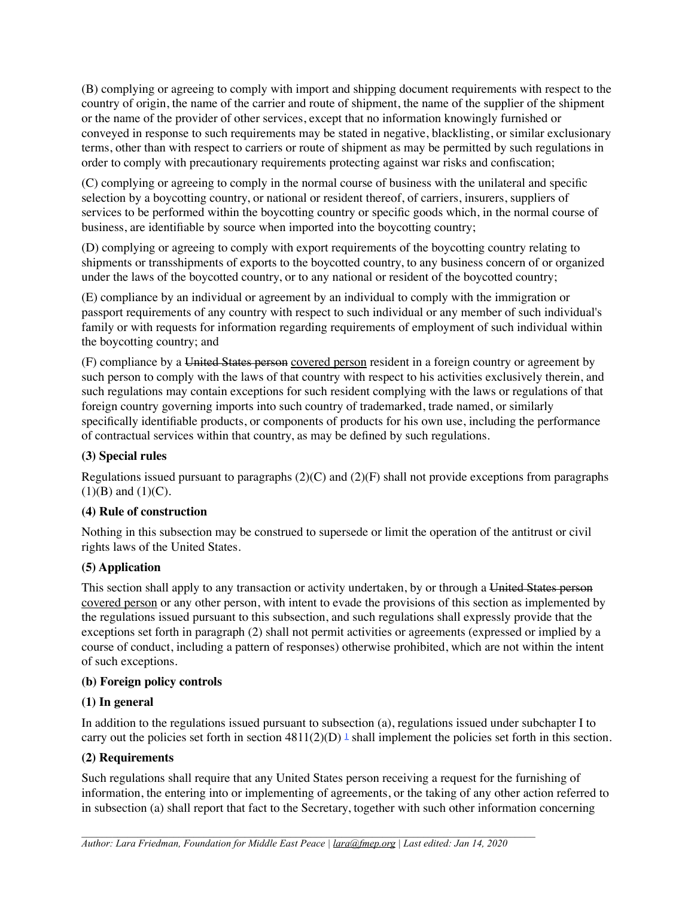(B) complying or agreeing to comply with import and shipping document requirements with respect to the country of origin, the name of the carrier and route of shipment, the name of the supplier of the shipment or the name of the provider of other services, except that no information knowingly furnished or conveyed in response to such requirements may be stated in negative, blacklisting, or similar exclusionary terms, other than with respect to carriers or route of shipment as may be permitted by such regulations in order to comply with precautionary requirements protecting against war risks and confiscation;

(C) complying or agreeing to comply in the normal course of business with the unilateral and specific selection by a boycotting country, or national or resident thereof, of carriers, insurers, suppliers of services to be performed within the boycotting country or specific goods which, in the normal course of business, are identifiable by source when imported into the boycotting country;

(D) complying or agreeing to comply with export requirements of the boycotting country relating to shipments or transshipments of exports to the boycotted country, to any business concern of or organized under the laws of the boycotted country, or to any national or resident of the boycotted country;

(E) compliance by an individual or agreement by an individual to comply with the immigration or passport requirements of any country with respect to such individual or any member of such individual's family or with requests for information regarding requirements of employment of such individual within the boycotting country; and

(F) compliance by a ~~United States person~~ <u>covered person</u> resident in a foreign country or agreement by such person to comply with the laws of that country with respect to his activities exclusively therein, and such regulations may contain exceptions for such resident complying with the laws or regulations of that foreign country governing imports into such country of trademarked, trade named, or similarly specifically identifiable products, or components of products for his own use, including the performance of contractual services within that country, as may be defined by such regulations.

**(3) Special rules**

Regulations issued pursuant to paragraphs (2)(C) and (2)(F) shall not provide exceptions from paragraphs (1)(B) and (1)(C).

**(4) Rule of construction**

Nothing in this subsection may be construed to supersede or limit the operation of the antitrust or civil rights laws of the United States.

**(5) Application**

This section shall apply to any transaction or activity undertaken, by or through a ~~United States person~~ <u>covered person</u> or any other person, with intent to evade the provisions of this section as implemented by the regulations issued pursuant to this subsection, and such regulations shall expressly provide that the exceptions set forth in paragraph (2) shall not permit activities or agreements (expressed or implied by a course of conduct, including a pattern of responses) otherwise prohibited, which are not within the intent of such exceptions.

**(b) Foreign policy controls**

**(1) In general**

In addition to the regulations issued pursuant to subsection (a), regulations issued under subchapter I to carry out the policies set forth in section 4811(2)(D) [1] shall implement the policies set forth in this section.

**(2) Requirements**

Such regulations shall require that any United States person receiving a request for the furnishing of information, the entering into or implementing of agreements, or the taking of any other action referred to in subsection (a) shall report that fact to the Secretary, together with such other information concerning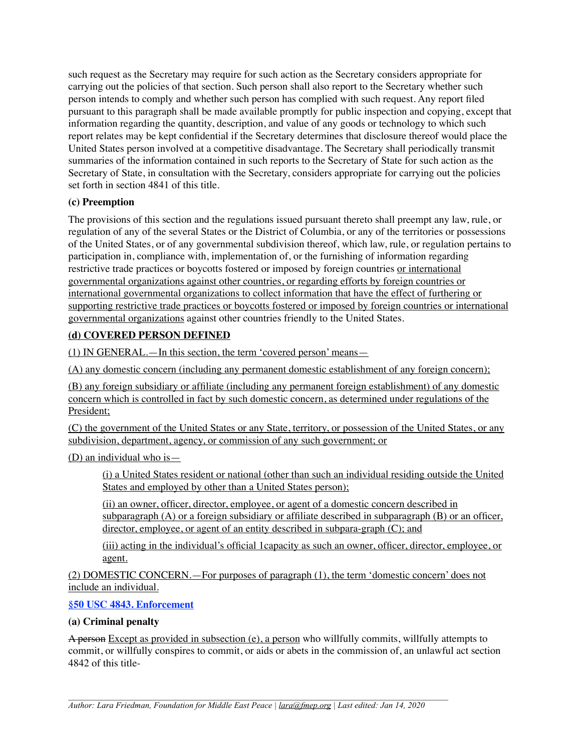such request as the Secretary may require for such action as the Secretary considers appropriate for carrying out the policies of that section. Such person shall also report to the Secretary whether such person intends to comply and whether such person has complied with such request. Any report filed pursuant to this paragraph shall be made available promptly for public inspection and copying, except that information regarding the quantity, description, and value of any goods or technology to which such report relates may be kept confidential if the Secretary determines that disclosure thereof would place the United States person involved at a competitive disadvantage. The Secretary shall periodically transmit summaries of the information contained in such reports to the Secretary of State for such action as the Secretary of State, in consultation with the Secretary, considers appropriate for carrying out the policies set forth in section 4841 of this title.

**(c) Preemption**

The provisions of this section and the regulations issued pursuant thereto shall preempt any law, rule, or regulation of any of the several States or the District of Columbia, or any of the territories or possessions of the United States, or of any governmental subdivision thereof, which law, rule, or regulation pertains to participation in, compliance with, implementation of, or the furnishing of information regarding restrictive trade practices or boycotts fostered or imposed by foreign countries <u>or international governmental organizations against other countries, or regarding efforts by foreign countries or international governmental organizations to collect information that have the effect of furthering or supporting restrictive trade practices or boycotts fostered or imposed by foreign countries or international governmental organizations</u> against other countries friendly to the United States.

<u>**(d) COVERED PERSON DEFINED**</u>

<u>(1) IN GENERAL.—In this section, the term 'covered person' means—</u>

<u>(A) any domestic concern (including any permanent domestic establishment of any foreign concern);</u>

<u>(B) any foreign subsidiary or affiliate (including any permanent foreign establishment) of any domestic concern which is controlled in fact by such domestic concern, as determined under regulations of the President;</u>

<u>(C) the government of the United States or any State, territory, or possession of the United States, or any subdivision, department, agency, or commission of any such government; or</u>

<u>(D) an individual who is—</u>

> <u>(i) a United States resident or national (other than such an individual residing outside the United States and employed by other than a United States person);</u>
>
> <u>(ii) an owner, officer, director, employee, or agent of a domestic concern described in subparagraph (A) or a foreign subsidiary or affiliate described in subparagraph (B) or an officer, director, employee, or agent of an entity described in subpara-graph (C); and</u>
>
> <u>(iii) acting in the individual's official 1capacity as such an owner, officer, director, employee, or agent.</u>

<u>(2) DOMESTIC CONCERN.—For purposes of paragraph (1), the term 'domestic concern' does not include an individual.</u>

**[§50 USC 4843. Enforcement]**

**(a) Criminal penalty**

~~A person~~ <u>Except as provided in subsection (e), a person</u> who willfully commits, willfully attempts to commit, or willfully conspires to commit, or aids or abets in the commission of, an unlawful act section 4842 of this title-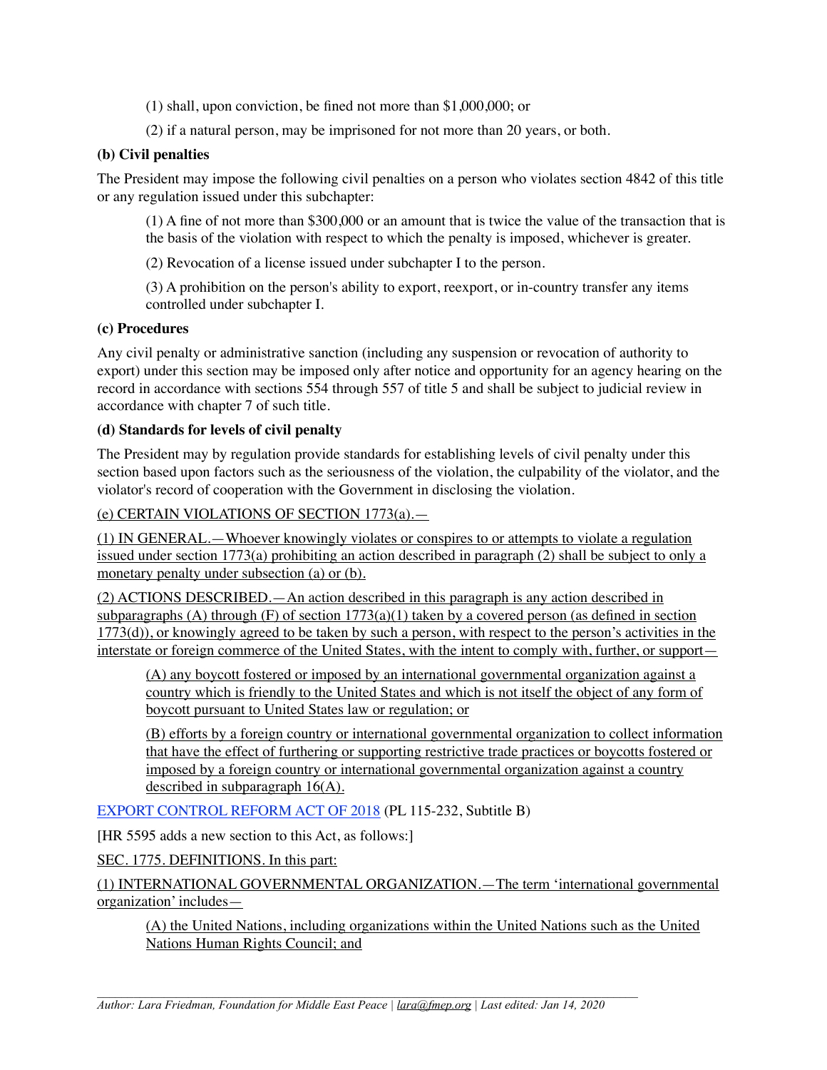(1) shall, upon conviction, be fined not more than $1,000,000; or

(2) if a natural person, may be imprisoned for not more than 20 years, or both.

**(b) Civil penalties**

The President may impose the following civil penalties on a person who violates section 4842 of this title or any regulation issued under this subchapter:

(1) A fine of not more than $300,000 or an amount that is twice the value of the transaction that is the basis of the violation with respect to which the penalty is imposed, whichever is greater.

(2) Revocation of a license issued under subchapter I to the person.

(3) A prohibition on the person's ability to export, reexport, or in-country transfer any items controlled under subchapter I.

**(c) Procedures**

Any civil penalty or administrative sanction (including any suspension or revocation of authority to export) under this section may be imposed only after notice and opportunity for an agency hearing on the record in accordance with sections 554 through 557 of title 5 and shall be subject to judicial review in accordance with chapter 7 of such title.

**(d) Standards for levels of civil penalty**

The President may by regulation provide standards for establishing levels of civil penalty under this section based upon factors such as the seriousness of the violation, the culpability of the violator, and the violator's record of cooperation with the Government in disclosing the violation.

<u>(e) CERTAIN VIOLATIONS OF SECTION 1773(a).—</u>

<u>(1) IN GENERAL.—Whoever knowingly violates or conspires to or attempts to violate a regulation issued under section 1773(a) prohibiting an action described in paragraph (2) shall be subject to only a monetary penalty under subsection (a) or (b).</u>

<u>(2) ACTIONS DESCRIBED.—An action described in this paragraph is any action described in subparagraphs (A) through (F) of section 1773(a)(1) taken by a covered person (as defined in section 1773(d)), or knowingly agreed to be taken by such a person, with respect to the person's activities in the interstate or foreign commerce of the United States, with the intent to comply with, further, or support—</u>

<u>(A) any boycott fostered or imposed by an international governmental organization against a country which is friendly to the United States and which is not itself the object of any form of boycott pursuant to United States law or regulation; or</u>

<u>(B) efforts by a foreign country or international governmental organization to collect information that have the effect of furthering or supporting restrictive trade practices or boycotts fostered or imposed by a foreign country or international governmental organization against a country described in subparagraph 16(A).</u>

[EXPORT CONTROL REFORM ACT OF 2018](#) (PL 115-232, Subtitle B)

[HR 5595 adds a new section to this Act, as follows:]

<u>SEC. 1775. DEFINITIONS. In this part:</u>

<u>(1) INTERNATIONAL GOVERNMENTAL ORGANIZATION.—The term 'international governmental organization' includes—</u>

<u>(A) the United Nations, including organizations within the United Nations such as the United Nations Human Rights Council; and</u>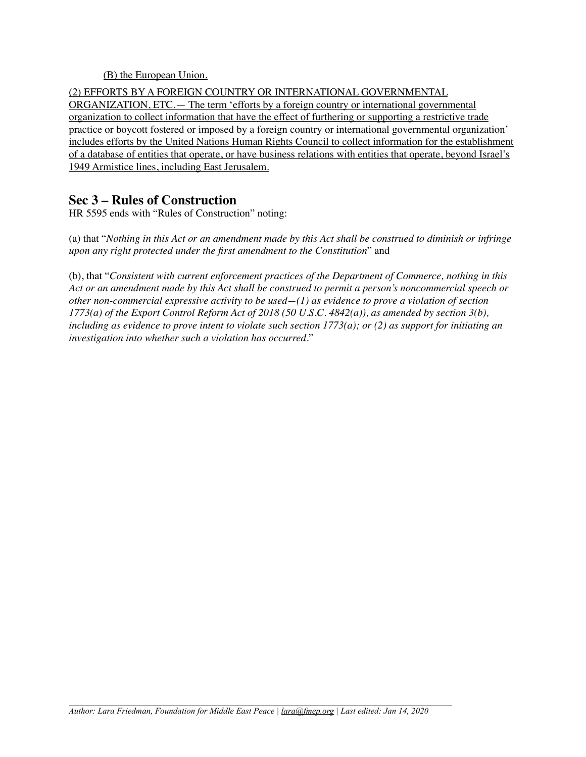<u>(B) the European Union.</u>

<u>(2) EFFORTS BY A FOREIGN COUNTRY OR INTERNATIONAL GOVERNMENTAL ORGANIZATION, ETC.— The term 'efforts by a foreign country or international governmental organization to collect information that have the effect of furthering or supporting a restrictive trade practice or boycott fostered or imposed by a foreign country or international governmental organization' includes efforts by the United Nations Human Rights Council to collect information for the establishment of a database of entities that operate, or have business relations with entities that operate, beyond Israel's 1949 Armistice lines, including East Jerusalem.</u>

## Sec 3 – Rules of Construction

HR 5595 ends with "Rules of Construction" noting:

(a) that "*Nothing in this Act or an amendment made by this Act shall be construed to diminish or infringe upon any right protected under the first amendment to the Constitution*" and

(b), that "*Consistent with current enforcement practices of the Department of Commerce, nothing in this Act or an amendment made by this Act shall be construed to permit a person's noncommercial speech or other non-commercial expressive activity to be used—(1) as evidence to prove a violation of section 1773(a) of the Export Control Reform Act of 2018 (50 U.S.C. 4842(a)), as amended by section 3(b), including as evidence to prove intent to violate such section 1773(a); or (2) as support for initiating an investigation into whether such a violation has occurred*."

*Author: Lara Friedman, Foundation for Middle East Peace | lara@fmep.org | Last edited: Jan 14, 2020*